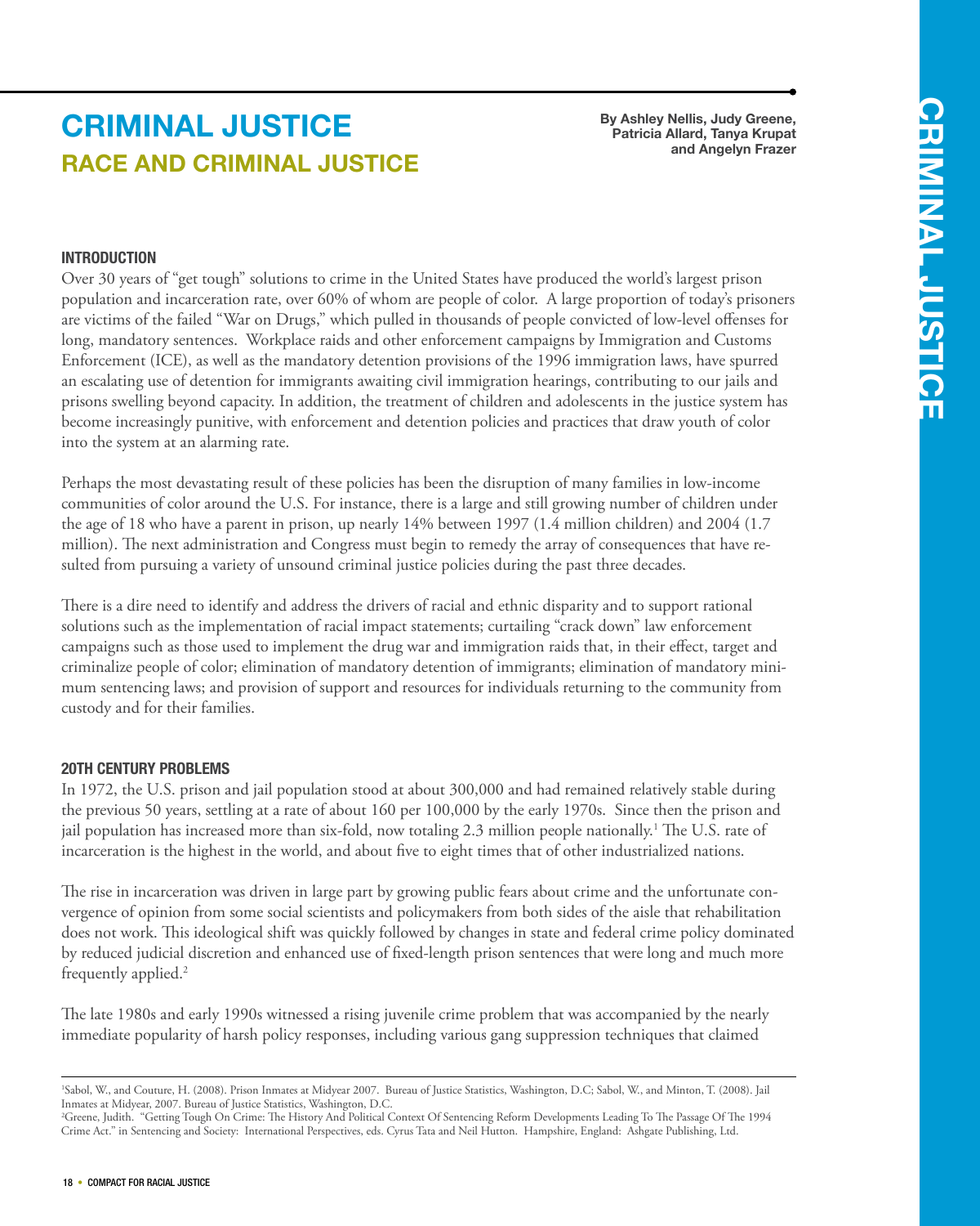# CRIMINAL JUSTICE

## RACE AND CRIMINAL JUSTICE

**By Ashley Nellis, Judy Greene, Patricia Allard, Tanya Krupat and Angelyn Frazer**

### INTRODUCTION

Over 30 years of "get tough" solutions to crime in the United States have produced the world's largest prison population and incarceration rate, over 60% of whom are people of color. A large proportion of today's prisoners are victims of the failed "War on Drugs," which pulled in thousands of people convicted of low-level offenses for long, mandatory sentences. Workplace raids and other enforcement campaigns by Immigration and Customs Enforcement (ICE), as well as the mandatory detention provisions of the 1996 immigration laws, have spurred an escalating use of detention for immigrants awaiting civil immigration hearings, contributing to our jails and prisons swelling beyond capacity. In addition, the treatment of children and adolescents in the justice system has become increasingly punitive, with enforcement and detention policies and practices that draw youth of color into the system at an alarming rate.

Perhaps the most devastating result of these policies has been the disruption of many families in low-income communities of color around the U.S. For instance, there is a large and still growing number of children under the age of 18 who have a parent in prison, up nearly 14% between 1997 (1.4 million children) and 2004 (1.7 million). The next administration and Congress must begin to remedy the array of consequences that have resulted from pursuing a variety of unsound criminal justice policies during the past three decades.

There is a dire need to identify and address the drivers of racial and ethnic disparity and to support rational solutions such as the implementation of racial impact statements; curtailing "crack down" law enforcement campaigns such as those used to implement the drug war and immigration raids that, in their effect, target and criminalize people of color; elimination of mandatory detention of immigrants; elimination of mandatory minimum sentencing laws; and provision of support and resources for individuals returning to the community from custody and for their families.

### 20TH CENTURY PROBLEMS

In 1972, the U.S. prison and jail population stood at about 300,000 and had remained relatively stable during the previous 50 years, settling at a rate of about 160 per 100,000 by the early 1970s. Since then the prison and jail population has increased more than six-fold, now totaling 2.3 million people nationally.[1] The U.S. rate of incarceration is the highest in the world, and about five to eight times that of other industrialized nations.

The rise in incarceration was driven in large part by growing public fears about crime and the unfortunate convergence of opinion from some social scientists and policymakers from both sides of the aisle that rehabilitation does not work. This ideological shift was quickly followed by changes in state and federal crime policy dominated by reduced judicial discretion and enhanced use of fixed-length prison sentences that were long and much more frequently applied.[2]

The late 1980s and early 1990s witnessed a rising juvenile crime problem that was accompanied by the nearly immediate popularity of harsh policy responses, including various gang suppression techniques that claimed

---

[1] Sabol, W., and Couture, H. (2008). Prison Inmates at Midyear 2007. Bureau of Justice Statistics, Washington, D.C; Sabol, W., and Minton, T. (2008). Jail Inmates at Midyear, 2007. Bureau of Justice Statistics, Washington, D.C.

[2] Greene, Judith. "Getting Tough On Crime: The History And Political Context Of Sentencing Reform Developments Leading To The Passage Of The 1994 Crime Act." in Sentencing and Society: International Perspectives, eds. Cyrus Tata and Neil Hutton. Hampshire, England: Ashgate Publishing, Ltd.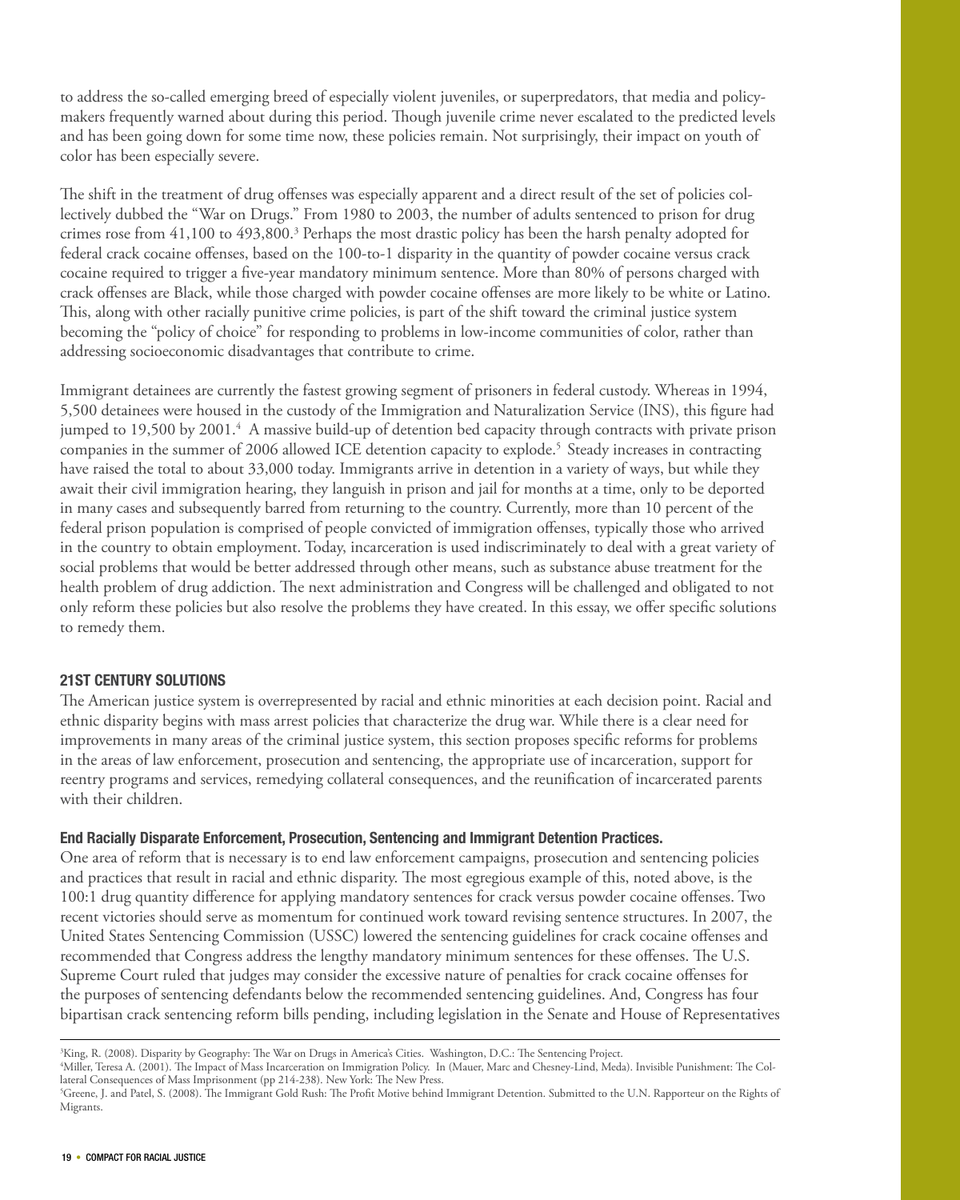to address the so-called emerging breed of especially violent juveniles, or superpredators, that media and policymakers frequently warned about during this period. Though juvenile crime never escalated to the predicted levels and has been going down for some time now, these policies remain. Not surprisingly, their impact on youth of color has been especially severe.

The shift in the treatment of drug offenses was especially apparent and a direct result of the set of policies collectively dubbed the "War on Drugs." From 1980 to 2003, the number of adults sentenced to prison for drug crimes rose from 41,100 to 493,800.[3] Perhaps the most drastic policy has been the harsh penalty adopted for federal crack cocaine offenses, based on the 100-to-1 disparity in the quantity of powder cocaine versus crack cocaine required to trigger a five-year mandatory minimum sentence. More than 80% of persons charged with crack offenses are Black, while those charged with powder cocaine offenses are more likely to be white or Latino. This, along with other racially punitive crime policies, is part of the shift toward the criminal justice system becoming the "policy of choice" for responding to problems in low-income communities of color, rather than addressing socioeconomic disadvantages that contribute to crime.

Immigrant detainees are currently the fastest growing segment of prisoners in federal custody. Whereas in 1994, 5,500 detainees were housed in the custody of the Immigration and Naturalization Service (INS), this figure had jumped to 19,500 by 2001.[4] A massive build-up of detention bed capacity through contracts with private prison companies in the summer of 2006 allowed ICE detention capacity to explode.[5] Steady increases in contracting have raised the total to about 33,000 today. Immigrants arrive in detention in a variety of ways, but while they await their civil immigration hearing, they languish in prison and jail for months at a time, only to be deported in many cases and subsequently barred from returning to the country. Currently, more than 10 percent of the federal prison population is comprised of people convicted of immigration offenses, typically those who arrived in the country to obtain employment. Today, incarceration is used indiscriminately to deal with a great variety of social problems that would be better addressed through other means, such as substance abuse treatment for the health problem of drug addiction. The next administration and Congress will be challenged and obligated to not only reform these policies but also resolve the problems they have created. In this essay, we offer specific solutions to remedy them.

## 21ST CENTURY SOLUTIONS

The American justice system is overrepresented by racial and ethnic minorities at each decision point. Racial and ethnic disparity begins with mass arrest policies that characterize the drug war. While there is a clear need for improvements in many areas of the criminal justice system, this section proposes specific reforms for problems in the areas of law enforcement, prosecution and sentencing, the appropriate use of incarceration, support for reentry programs and services, remedying collateral consequences, and the reunification of incarcerated parents with their children.

### End Racially Disparate Enforcement, Prosecution, Sentencing and Immigrant Detention Practices.

One area of reform that is necessary is to end law enforcement campaigns, prosecution and sentencing policies and practices that result in racial and ethnic disparity. The most egregious example of this, noted above, is the 100:1 drug quantity difference for applying mandatory sentences for crack versus powder cocaine offenses. Two recent victories should serve as momentum for continued work toward revising sentence structures. In 2007, the United States Sentencing Commission (USSC) lowered the sentencing guidelines for crack cocaine offenses and recommended that Congress address the lengthy mandatory minimum sentences for these offenses. The U.S. Supreme Court ruled that judges may consider the excessive nature of penalties for crack cocaine offenses for the purposes of sentencing defendants below the recommended sentencing guidelines. And, Congress has four bipartisan crack sentencing reform bills pending, including legislation in the Senate and House of Representatives

[3] King, R. (2008). Disparity by Geography: The War on Drugs in America's Cities. Washington, D.C.: The Sentencing Project.

[4] Miller, Teresa A. (2001). The Impact of Mass Incarceration on Immigration Policy. In (Mauer, Marc and Chesney-Lind, Meda). Invisible Punishment: The Collateral Consequences of Mass Imprisonment (pp 214-238). New York: The New Press.

[5] Greene, J. and Patel, S. (2008). The Immigrant Gold Rush: The Profit Motive behind Immigrant Detention. Submitted to the U.N. Rapporteur on the Rights of Migrants.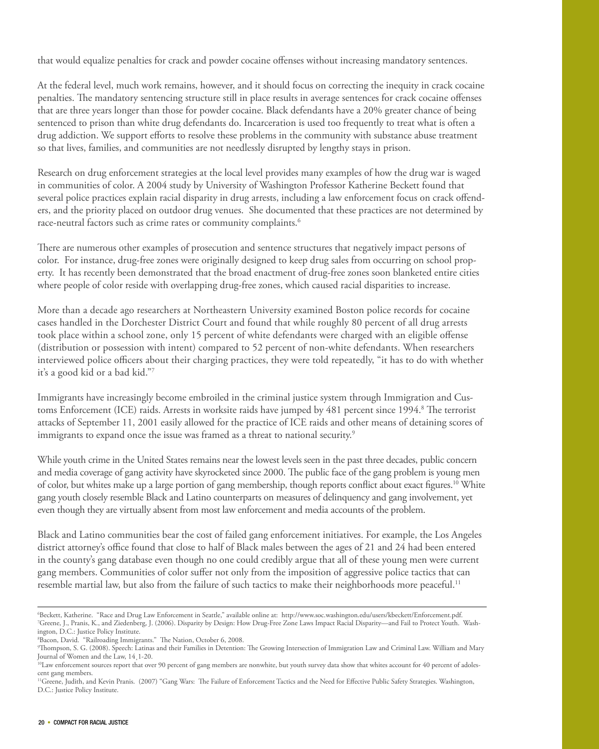that would equalize penalties for crack and powder cocaine offenses without increasing mandatory sentences.

At the federal level, much work remains, however, and it should focus on correcting the inequity in crack cocaine penalties. The mandatory sentencing structure still in place results in average sentences for crack cocaine offenses that are three years longer than those for powder cocaine. Black defendants have a 20% greater chance of being sentenced to prison than white drug defendants do. Incarceration is used too frequently to treat what is often a drug addiction. We support efforts to resolve these problems in the community with substance abuse treatment so that lives, families, and communities are not needlessly disrupted by lengthy stays in prison.

Research on drug enforcement strategies at the local level provides many examples of how the drug war is waged in communities of color. A 2004 study by University of Washington Professor Katherine Beckett found that several police practices explain racial disparity in drug arrests, including a law enforcement focus on crack offenders, and the priority placed on outdoor drug venues. She documented that these practices are not determined by race-neutral factors such as crime rates or community complaints.[6]

There are numerous other examples of prosecution and sentence structures that negatively impact persons of color. For instance, drug-free zones were originally designed to keep drug sales from occurring on school property. It has recently been demonstrated that the broad enactment of drug-free zones soon blanketed entire cities where people of color reside with overlapping drug-free zones, which caused racial disparities to increase.

More than a decade ago researchers at Northeastern University examined Boston police records for cocaine cases handled in the Dorchester District Court and found that while roughly 80 percent of all drug arrests took place within a school zone, only 15 percent of white defendants were charged with an eligible offense (distribution or possession with intent) compared to 52 percent of non-white defendants. When researchers interviewed police officers about their charging practices, they were told repeatedly, "it has to do with whether it's a good kid or a bad kid."[7]

Immigrants have increasingly become embroiled in the criminal justice system through Immigration and Customs Enforcement (ICE) raids. Arrests in worksite raids have jumped by 481 percent since 1994.[8] The terrorist attacks of September 11, 2001 easily allowed for the practice of ICE raids and other means of detaining scores of immigrants to expand once the issue was framed as a threat to national security.[9]

While youth crime in the United States remains near the lowest levels seen in the past three decades, public concern and media coverage of gang activity have skyrocketed since 2000. The public face of the gang problem is young men of color, but whites make up a large portion of gang membership, though reports conflict about exact figures.[10] White gang youth closely resemble Black and Latino counterparts on measures of delinquency and gang involvement, yet even though they are virtually absent from most law enforcement and media accounts of the problem.

Black and Latino communities bear the cost of failed gang enforcement initiatives. For example, the Los Angeles district attorney's office found that close to half of Black males between the ages of 21 and 24 had been entered in the county's gang database even though no one could credibly argue that all of these young men were current gang members. Communities of color suffer not only from the imposition of aggressive police tactics that can resemble martial law, but also from the failure of such tactics to make their neighborhoods more peaceful.[11]

---

[6] Beckett, Katherine. "Race and Drug Law Enforcement in Seattle," available online at: http://www.soc.washington.edu/users/kbeckett/Enforcement.pdf.

[7] Greene, J., Pranis, K., and Ziedenberg, J. (2006). Disparity by Design: How Drug-Free Zone Laws Impact Racial Disparity—and Fail to Protect Youth. Washington, D.C.: Justice Policy Institute.

[8] Bacon, David. "Railroading Immigrants." The Nation, October 6, 2008.

[9] Thompson, S. G. (2008). Speech: Latinas and their Families in Detention: The Growing Intersection of Immigration Law and Criminal Law. William and Mary Journal of Women and the Law, 14¸1-20.

[10] Law enforcement sources report that over 90 percent of gang members are nonwhite, but youth survey data show that whites account for 40 percent of adolescent gang members.

[11] Greene, Judith, and Kevin Pranis. (2007) "Gang Wars: The Failure of Enforcement Tactics and the Need for Effective Public Safety Strategies. Washington, D.C.: Justice Policy Institute.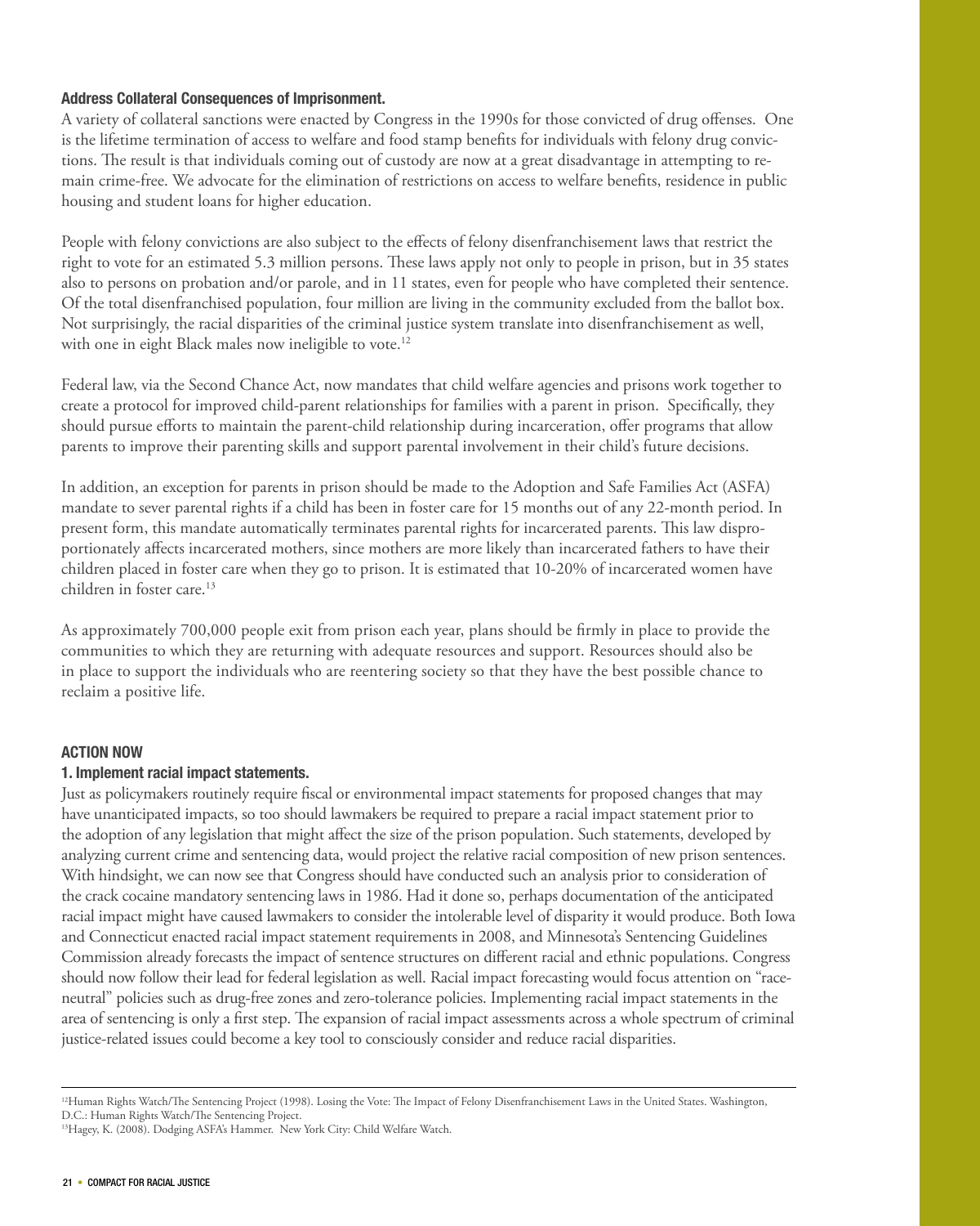### Address Collateral Consequences of Imprisonment.

A variety of collateral sanctions were enacted by Congress in the 1990s for those convicted of drug offenses. One is the lifetime termination of access to welfare and food stamp benefits for individuals with felony drug convictions. The result is that individuals coming out of custody are now at a great disadvantage in attempting to remain crime-free. We advocate for the elimination of restrictions on access to welfare benefits, residence in public housing and student loans for higher education.

People with felony convictions are also subject to the effects of felony disenfranchisement laws that restrict the right to vote for an estimated 5.3 million persons. These laws apply not only to people in prison, but in 35 states also to persons on probation and/or parole, and in 11 states, even for people who have completed their sentence. Of the total disenfranchised population, four million are living in the community excluded from the ballot box. Not surprisingly, the racial disparities of the criminal justice system translate into disenfranchisement as well, with one in eight Black males now ineligible to vote.[12]

Federal law, via the Second Chance Act, now mandates that child welfare agencies and prisons work together to create a protocol for improved child-parent relationships for families with a parent in prison. Specifically, they should pursue efforts to maintain the parent-child relationship during incarceration, offer programs that allow parents to improve their parenting skills and support parental involvement in their child's future decisions.

In addition, an exception for parents in prison should be made to the Adoption and Safe Families Act (ASFA) mandate to sever parental rights if a child has been in foster care for 15 months out of any 22-month period. In present form, this mandate automatically terminates parental rights for incarcerated parents. This law disproportionately affects incarcerated mothers, since mothers are more likely than incarcerated fathers to have their children placed in foster care when they go to prison. It is estimated that 10-20% of incarcerated women have children in foster care.[13]

As approximately 700,000 people exit from prison each year, plans should be firmly in place to provide the communities to which they are returning with adequate resources and support. Resources should also be in place to support the individuals who are reentering society so that they have the best possible chance to reclaim a positive life.

## ACTION NOW

### 1. Implement racial impact statements.

Just as policymakers routinely require fiscal or environmental impact statements for proposed changes that may have unanticipated impacts, so too should lawmakers be required to prepare a racial impact statement prior to the adoption of any legislation that might affect the size of the prison population. Such statements, developed by analyzing current crime and sentencing data, would project the relative racial composition of new prison sentences. With hindsight, we can now see that Congress should have conducted such an analysis prior to consideration of the crack cocaine mandatory sentencing laws in 1986. Had it done so, perhaps documentation of the anticipated racial impact might have caused lawmakers to consider the intolerable level of disparity it would produce. Both Iowa and Connecticut enacted racial impact statement requirements in 2008, and Minnesota's Sentencing Guidelines Commission already forecasts the impact of sentence structures on different racial and ethnic populations. Congress should now follow their lead for federal legislation as well. Racial impact forecasting would focus attention on "race-neutral" policies such as drug-free zones and zero-tolerance policies. Implementing racial impact statements in the area of sentencing is only a first step. The expansion of racial impact assessments across a whole spectrum of criminal justice-related issues could become a key tool to consciously consider and reduce racial disparities.

---

[12] Human Rights Watch/The Sentencing Project (1998). Losing the Vote: The Impact of Felony Disenfranchisement Laws in the United States. Washington, D.C.: Human Rights Watch/The Sentencing Project.

[13] Hagey, K. (2008). Dodging ASFA's Hammer. New York City: Child Welfare Watch.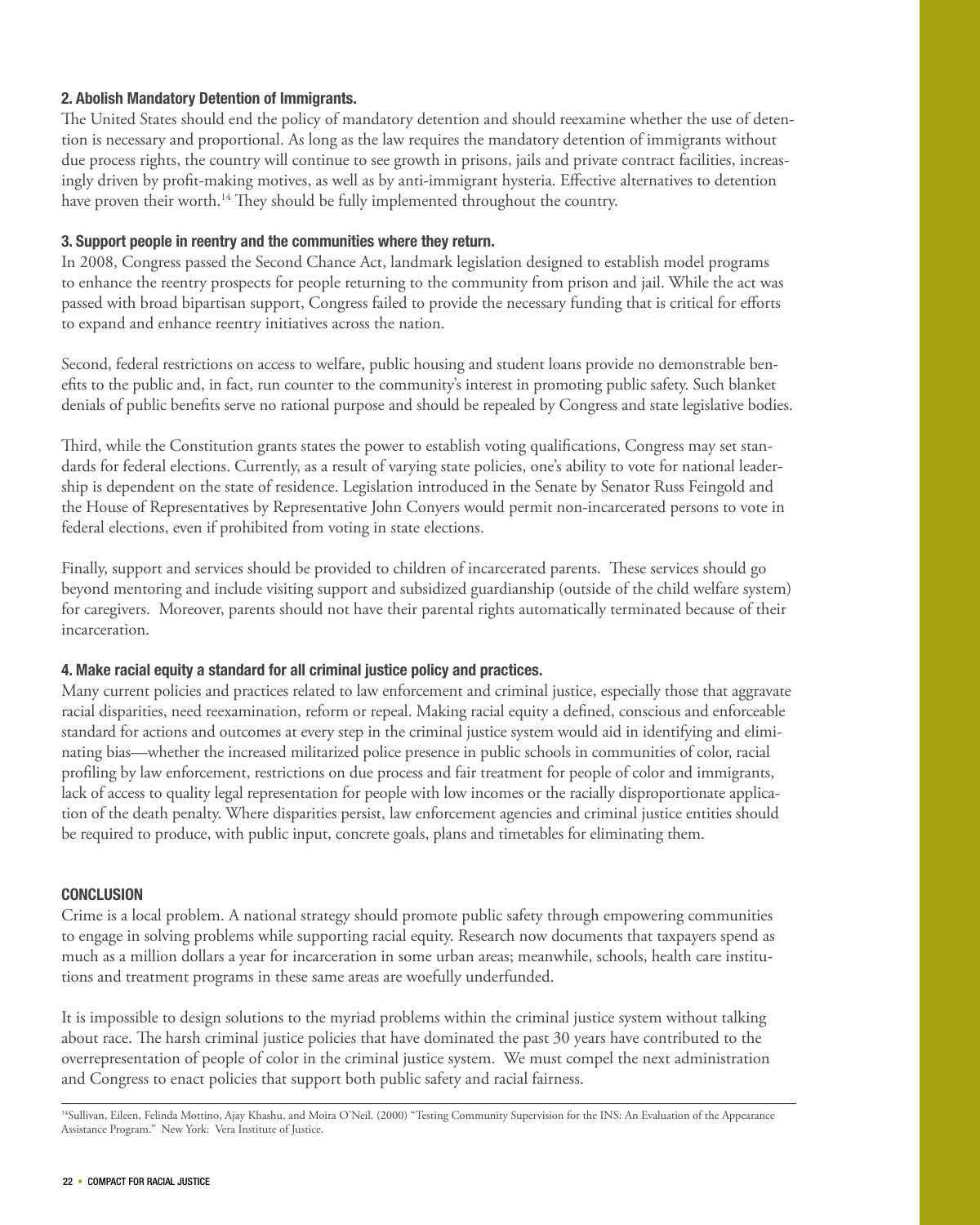### 2. Abolish Mandatory Detention of Immigrants.

The United States should end the policy of mandatory detention and should reexamine whether the use of detention is necessary and proportional. As long as the law requires the mandatory detention of immigrants without due process rights, the country will continue to see growth in prisons, jails and private contract facilities, increasingly driven by profit-making motives, as well as by anti-immigrant hysteria. Effective alternatives to detention have proven their worth.[14] They should be fully implemented throughout the country.

### 3. Support people in reentry and the communities where they return.

In 2008, Congress passed the Second Chance Act, landmark legislation designed to establish model programs to enhance the reentry prospects for people returning to the community from prison and jail. While the act was passed with broad bipartisan support, Congress failed to provide the necessary funding that is critical for efforts to expand and enhance reentry initiatives across the nation.

Second, federal restrictions on access to welfare, public housing and student loans provide no demonstrable benefits to the public and, in fact, run counter to the community's interest in promoting public safety. Such blanket denials of public benefits serve no rational purpose and should be repealed by Congress and state legislative bodies.

Third, while the Constitution grants states the power to establish voting qualifications, Congress may set standards for federal elections. Currently, as a result of varying state policies, one's ability to vote for national leadership is dependent on the state of residence. Legislation introduced in the Senate by Senator Russ Feingold and the House of Representatives by Representative John Conyers would permit non-incarcerated persons to vote in federal elections, even if prohibited from voting in state elections.

Finally, support and services should be provided to children of incarcerated parents. These services should go beyond mentoring and include visiting support and subsidized guardianship (outside of the child welfare system) for caregivers. Moreover, parents should not have their parental rights automatically terminated because of their incarceration.

### 4. Make racial equity a standard for all criminal justice policy and practices.

Many current policies and practices related to law enforcement and criminal justice, especially those that aggravate racial disparities, need reexamination, reform or repeal. Making racial equity a defined, conscious and enforceable standard for actions and outcomes at every step in the criminal justice system would aid in identifying and eliminating bias—whether the increased militarized police presence in public schools in communities of color, racial profiling by law enforcement, restrictions on due process and fair treatment for people of color and immigrants, lack of access to quality legal representation for people with low incomes or the racially disproportionate application of the death penalty. Where disparities persist, law enforcement agencies and criminal justice entities should be required to produce, with public input, concrete goals, plans and timetables for eliminating them.

## CONCLUSION

Crime is a local problem. A national strategy should promote public safety through empowering communities to engage in solving problems while supporting racial equity. Research now documents that taxpayers spend as much as a million dollars a year for incarceration in some urban areas; meanwhile, schools, health care institutions and treatment programs in these same areas are woefully underfunded.

It is impossible to design solutions to the myriad problems within the criminal justice system without talking about race. The harsh criminal justice policies that have dominated the past 30 years have contributed to the overrepresentation of people of color in the criminal justice system. We must compel the next administration and Congress to enact policies that support both public safety and racial fairness.

[14] Sullivan, Eileen, Felinda Mottino, Ajay Khashu, and Moira O'Neil. (2000) "Testing Community Supervision for the INS: An Evaluation of the Appearance Assistance Program." New York: Vera Institute of Justice.